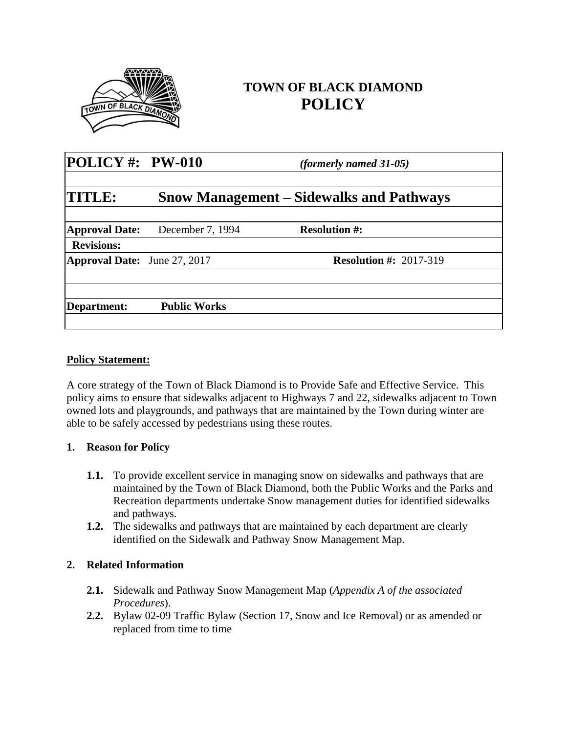# TOWN OF BLACK DIAMOND
# POLICY

| **POLICY #: PW-010** | | *(formerly named 31-05)* | |
|---|---|---|---|
| **TITLE:** | **Snow Management – Sidewalks and Pathways** | | |
| **Approval Date:** | December 7, 1994 | **Resolution #:** | |
| **Revisions:** | | | |
| **Approval Date:** | June 27, 2017 | **Resolution #:** | 2017-319 |
| | | | |
| **Department:** | **Public Works** | | |

## Policy Statement:

A core strategy of the Town of Black Diamond is to Provide Safe and Effective Service. This policy aims to ensure that sidewalks adjacent to Highways 7 and 22, sidewalks adjacent to Town owned lots and playgrounds, and pathways that are maintained by the Town during winter are able to be safely accessed by pedestrians using these routes.

### 1. Reason for Policy

**1.1.** To provide excellent service in managing snow on sidewalks and pathways that are maintained by the Town of Black Diamond, both the Public Works and the Parks and Recreation departments undertake Snow management duties for identified sidewalks and pathways.

**1.2.** The sidewalks and pathways that are maintained by each department are clearly identified on the Sidewalk and Pathway Snow Management Map.

### 2. Related Information

**2.1.** Sidewalk and Pathway Snow Management Map (*Appendix A of the associated Procedures*).

**2.2.** Bylaw 02-09 Traffic Bylaw (Section 17, Snow and Ice Removal) or as amended or replaced from time to time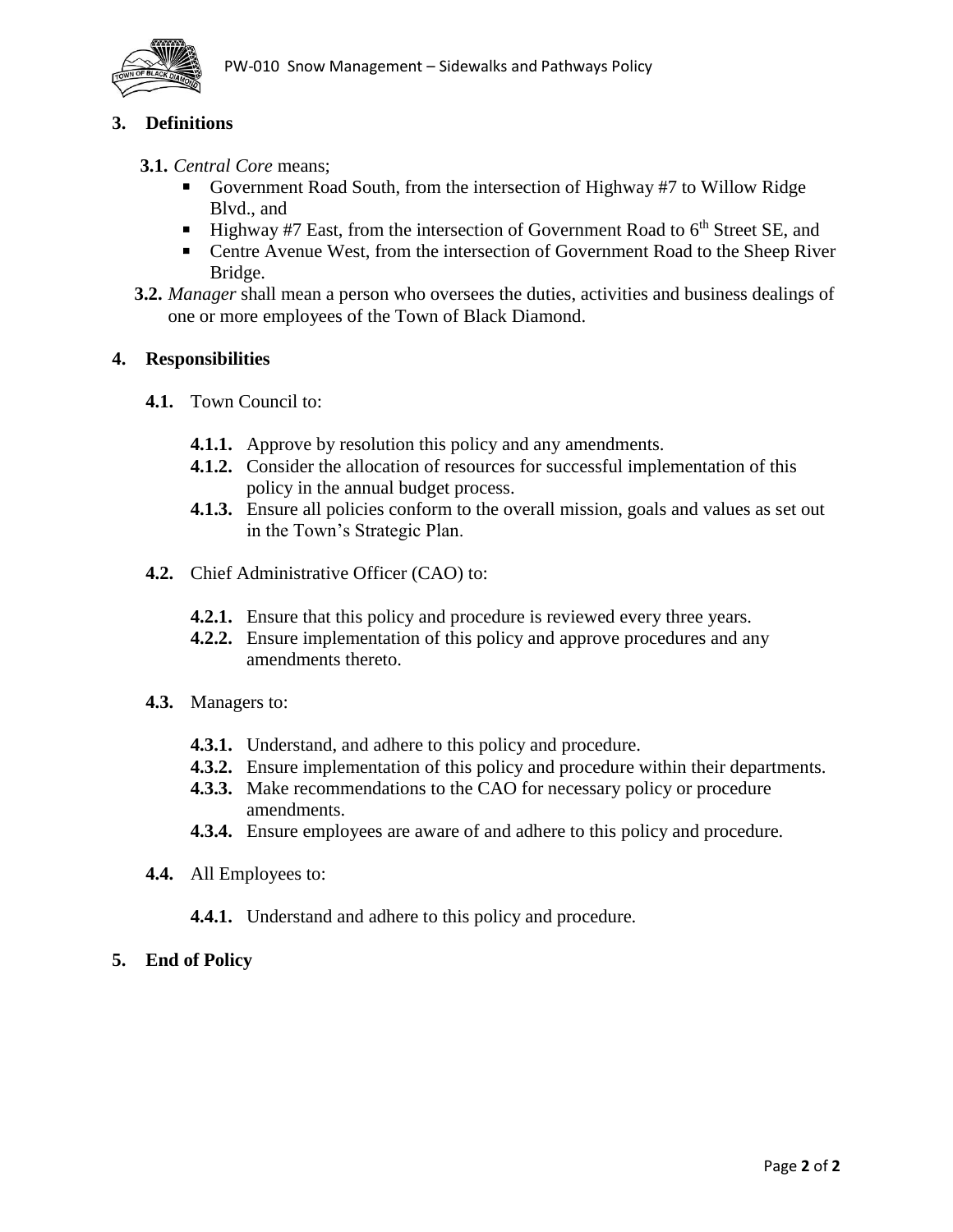## 3. Definitions

**3.1.** *Central Core* means;

- Government Road South, from the intersection of Highway #7 to Willow Ridge Blvd., and
- Highway #7 East, from the intersection of Government Road to 6th Street SE, and
- Centre Avenue West, from the intersection of Government Road to the Sheep River Bridge.

**3.2.** *Manager* shall mean a person who oversees the duties, activities and business dealings of one or more employees of the Town of Black Diamond.

## 4. Responsibilities

**4.1.** Town Council to:

**4.1.1.** Approve by resolution this policy and any amendments.
**4.1.2.** Consider the allocation of resources for successful implementation of this policy in the annual budget process.
**4.1.3.** Ensure all policies conform to the overall mission, goals and values as set out in the Town's Strategic Plan.

**4.2.** Chief Administrative Officer (CAO) to:

**4.2.1.** Ensure that this policy and procedure is reviewed every three years.
**4.2.2.** Ensure implementation of this policy and approve procedures and any amendments thereto.

**4.3.** Managers to:

**4.3.1.** Understand, and adhere to this policy and procedure.
**4.3.2.** Ensure implementation of this policy and procedure within their departments.
**4.3.3.** Make recommendations to the CAO for necessary policy or procedure amendments.
**4.3.4.** Ensure employees are aware of and adhere to this policy and procedure.

**4.4.** All Employees to:

**4.4.1.** Understand and adhere to this policy and procedure.

## 5. End of Policy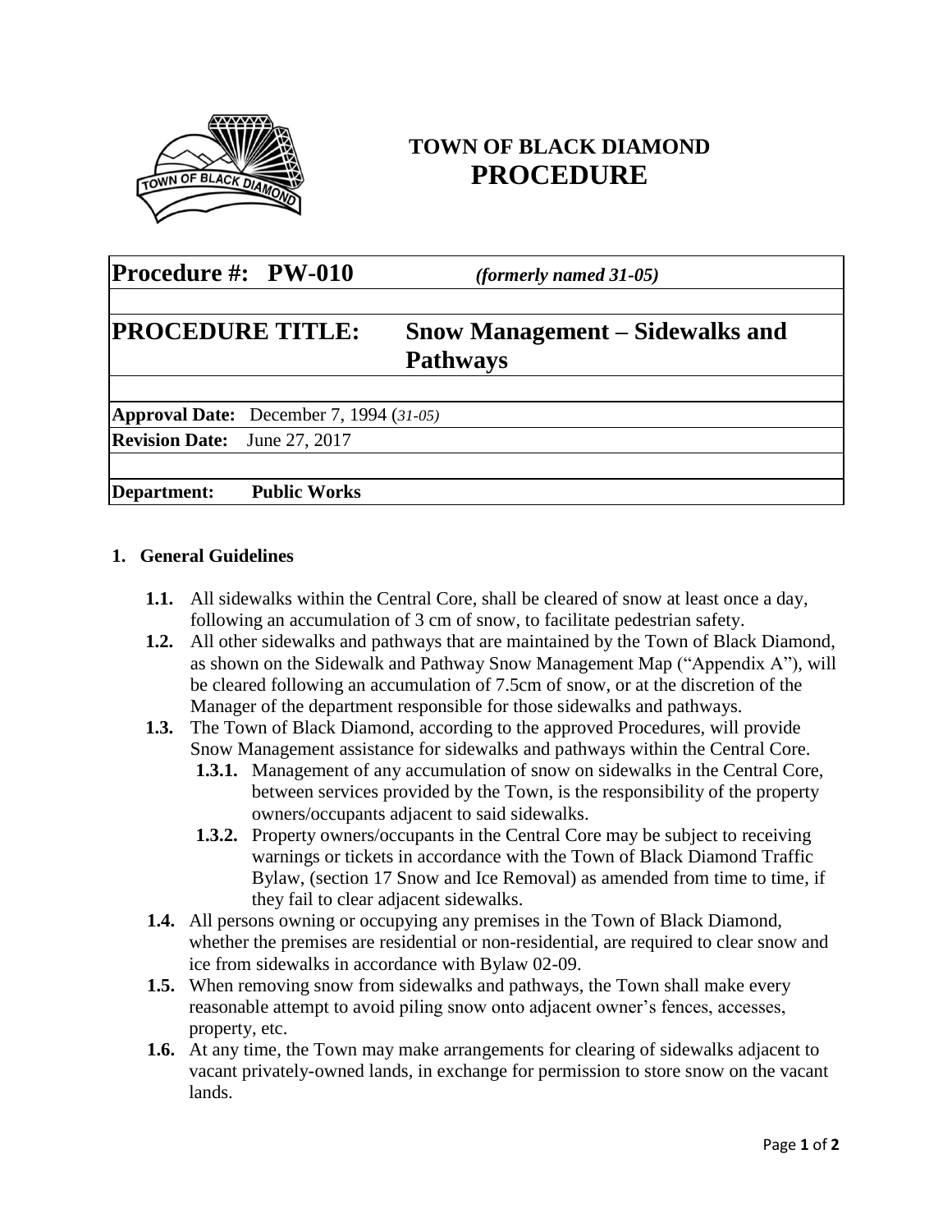# TOWN OF BLACK DIAMOND
# PROCEDURE

| **Procedure #: PW-010** | ***(formerly named 31-05)*** |
|---|---|
| **PROCEDURE TITLE:** | **Snow Management – Sidewalks and Pathways** |
| **Approval Date:** December 7, 1994 (*31-05*) | |
| **Revision Date:** June 27, 2017 | |
| **Department:** **Public Works** | |

## 1. General Guidelines

- **1.1.** All sidewalks within the Central Core, shall be cleared of snow at least once a day, following an accumulation of 3 cm of snow, to facilitate pedestrian safety.
- **1.2.** All other sidewalks and pathways that are maintained by the Town of Black Diamond, as shown on the Sidewalk and Pathway Snow Management Map ("Appendix A"), will be cleared following an accumulation of 7.5cm of snow, or at the discretion of the Manager of the department responsible for those sidewalks and pathways.
- **1.3.** The Town of Black Diamond, according to the approved Procedures, will provide Snow Management assistance for sidewalks and pathways within the Central Core.
  - **1.3.1.** Management of any accumulation of snow on sidewalks in the Central Core, between services provided by the Town, is the responsibility of the property owners/occupants adjacent to said sidewalks.
  - **1.3.2.** Property owners/occupants in the Central Core may be subject to receiving warnings or tickets in accordance with the Town of Black Diamond Traffic Bylaw, (section 17 Snow and Ice Removal) as amended from time to time, if they fail to clear adjacent sidewalks.
- **1.4.** All persons owning or occupying any premises in the Town of Black Diamond, whether the premises are residential or non-residential, are required to clear snow and ice from sidewalks in accordance with Bylaw 02-09.
- **1.5.** When removing snow from sidewalks and pathways, the Town shall make every reasonable attempt to avoid piling snow onto adjacent owner's fences, accesses, property, etc.
- **1.6.** At any time, the Town may make arrangements for clearing of sidewalks adjacent to vacant privately-owned lands, in exchange for permission to store snow on the vacant lands.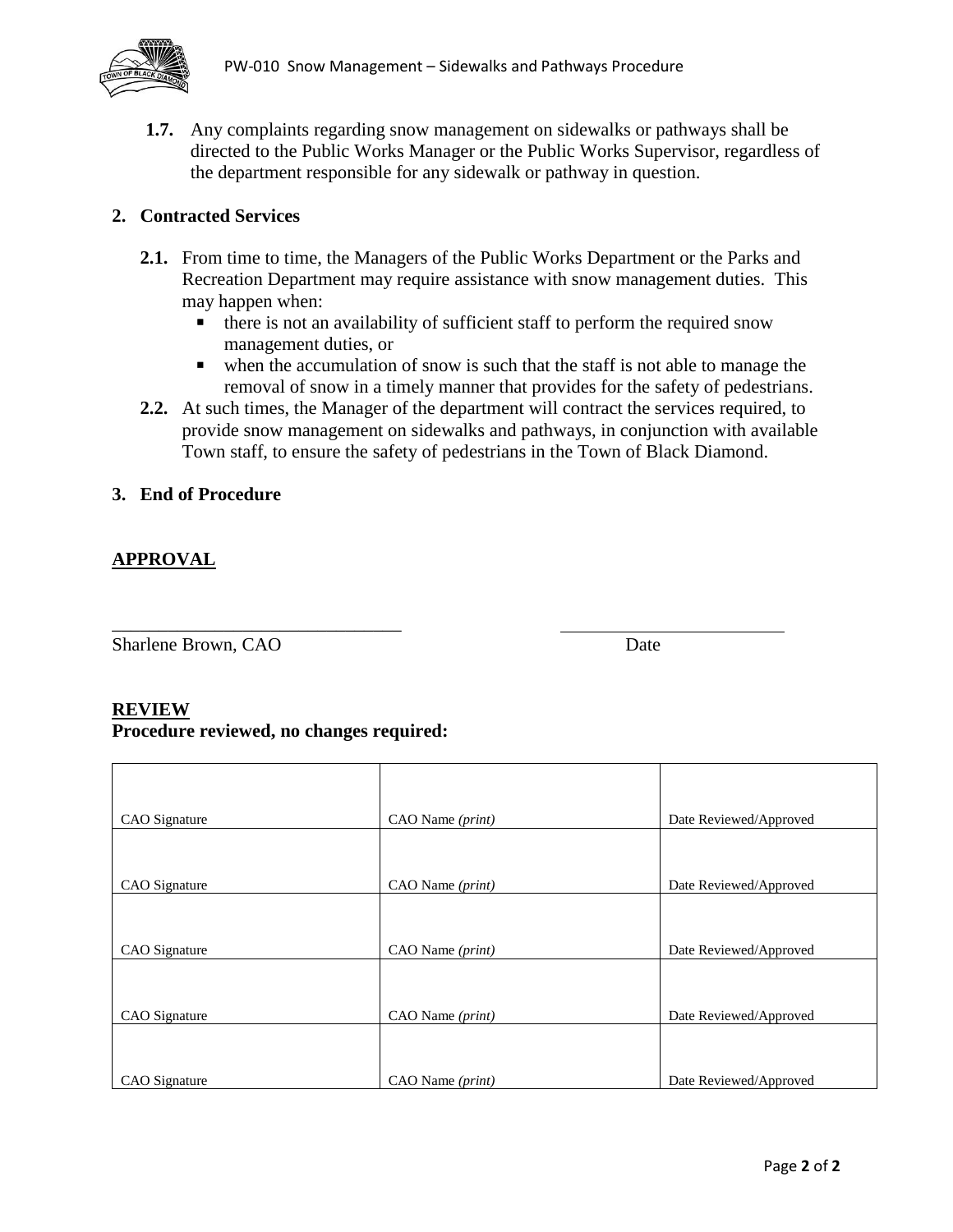**1.7.** Any complaints regarding snow management on sidewalks or pathways shall be directed to the Public Works Manager or the Public Works Supervisor, regardless of the department responsible for any sidewalk or pathway in question.

## 2. Contracted Services

**2.1.** From time to time, the Managers of the Public Works Department or the Parks and Recreation Department may require assistance with snow management duties. This may happen when:

- there is not an availability of sufficient staff to perform the required snow management duties, or
- when the accumulation of snow is such that the staff is not able to manage the removal of snow in a timely manner that provides for the safety of pedestrians.

**2.2.** At such times, the Manager of the department will contract the services required, to provide snow management on sidewalks and pathways, in conjunction with available Town staff, to ensure the safety of pedestrians in the Town of Black Diamond.

## 3. End of Procedure

## APPROVAL

_______________________________ _______________________

Sharlene Brown, CAO Date

## REVIEW

**Procedure reviewed, no changes required:**

| | | |
|---|---|---|
| CAO Signature | CAO Name *(print)* | Date Reviewed/Approved |
| CAO Signature | CAO Name *(print)* | Date Reviewed/Approved |
| CAO Signature | CAO Name *(print)* | Date Reviewed/Approved |
| CAO Signature | CAO Name *(print)* | Date Reviewed/Approved |
| CAO Signature | CAO Name *(print)* | Date Reviewed/Approved |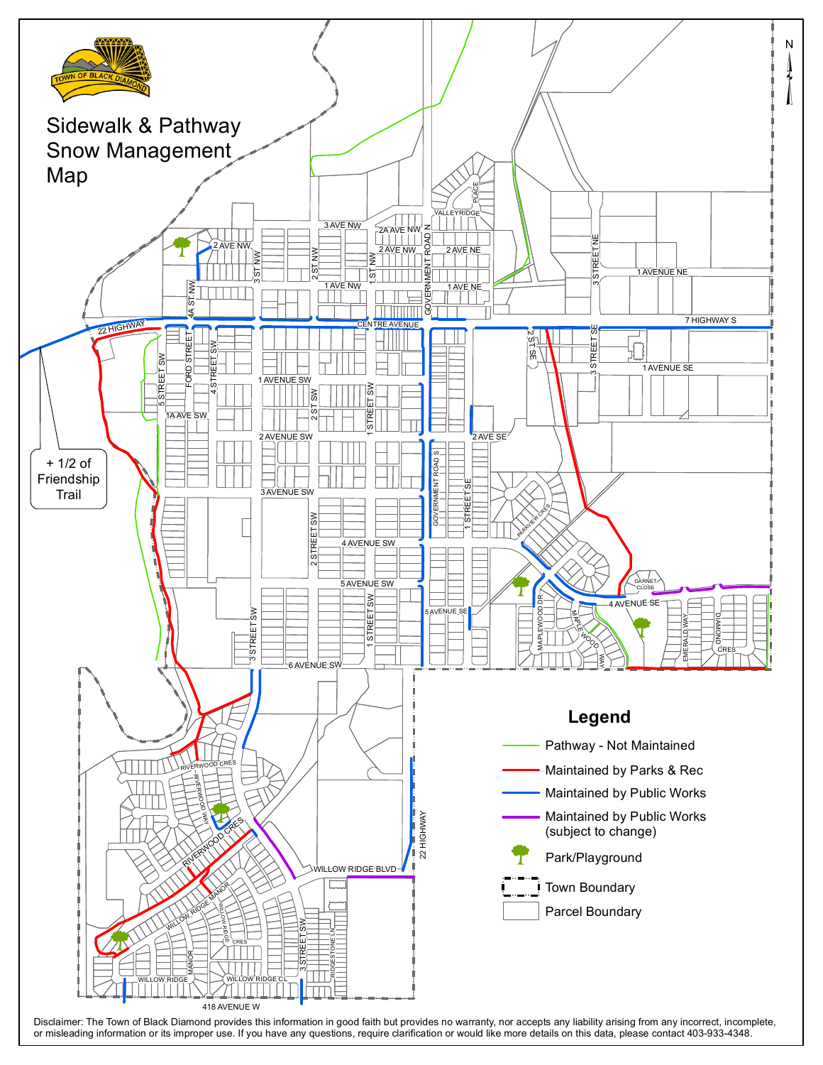TOWN OF BLACK DIAMOND

# Sidewalk & Pathway Snow Management Map

N

+ 1/2 of Friendship Trail

3 AVE NW
2A AVE NW
2 AVE NW
2 AVE NE
1 AVE NW
1 AVE NE
1 AVENUE NE
VALLEYRIDGE
PLACE
4A ST NW
3 ST NW
2 ST NW
1 ST NW
GOVERNMENT ROAD N
3 STREET NE
22 HIGHWAY
CENTRE AVENUE
7 HIGHWAY S
2 ST SE
3 STREET SE
1 AVENUE SE
1 AVENUE SW
5 STREET SW
FORD STREET
4 STREET SW
1A AVE SW
2 ST SW
1 STREET SW
2 AVENUE SW
2 AVE SE
3 AVENUE SW
GOVERNMENT ROAD S
1 STREET SE
PARKVIEW CRES
2 STREET SW
4 AVENUE SW
5 AVENUE SW
5 AVENUE SE
GARNET CLOSE
4 AVENUE SE
MAPLEWOOD DR
MAPLEWOOD WAY
EMERALD WAY
DIAMOND CRES
3 STREET SW
6 AVENUE SW
RIVERWOOD CRES
RIVERWOOD WAY
WILLOW RIDGE BLVD
22 HIGHWAY
WILLOW RIDGE MANOR
WILLOW RIDGE CRES
3 STREET SW
RIDGESTONE LN
WILLOW RIDGE
WILLOW RIDGE CL
418 AVENUE W

## Legend

- Pathway - Not Maintained
- Maintained by Parks & Rec
- Maintained by Public Works
- Maintained by Public Works (subject to change)
- Park/Playground
- Town Boundary
- Parcel Boundary

Disclaimer: The Town of Black Diamond provides this information in good faith but provides no warranty, nor accepts any liability arising from any incorrect, incomplete, or misleading information or its improper use. If you have any questions, require clarification or would like more details on this data, please contact 403-933-4348.